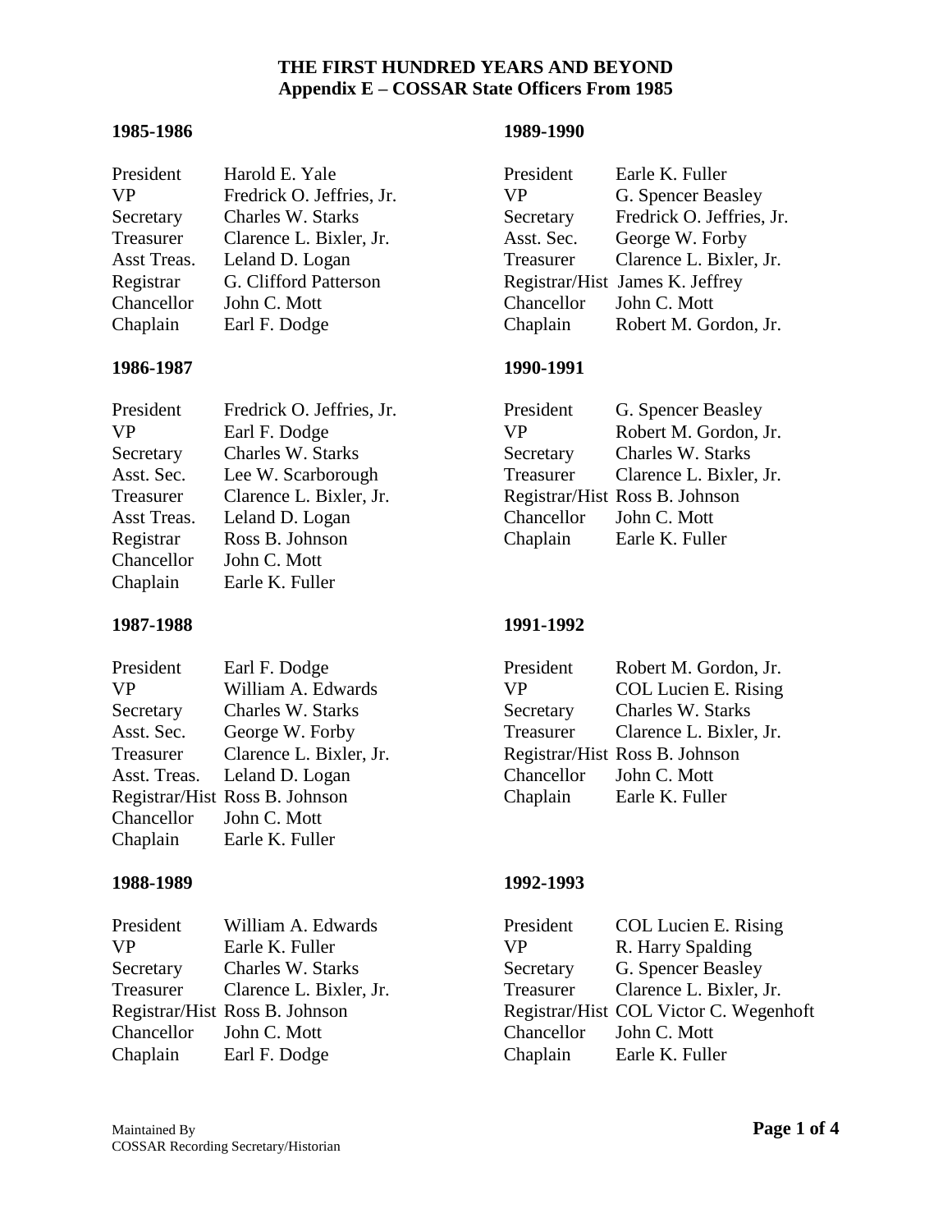# THE FIRST HUNDRED YEARS AND BEYOND
## Appendix E – COSSAR State Officers From 1985

### 1985-1986

| | |
|---|---|
| President | Harold E. Yale |
| VP | Fredrick O. Jeffries, Jr. |
| Secretary | Charles W. Starks |
| Treasurer | Clarence L. Bixler, Jr. |
| Asst Treas. | Leland D. Logan |
| Registrar | G. Clifford Patterson |
| Chancellor | John C. Mott |
| Chaplain | Earl F. Dodge |

### 1986-1987

| | |
|---|---|
| President | Fredrick O. Jeffries, Jr. |
| VP | Earl F. Dodge |
| Secretary | Charles W. Starks |
| Asst. Sec. | Lee W. Scarborough |
| Treasurer | Clarence L. Bixler, Jr. |
| Asst Treas. | Leland D. Logan |
| Registrar | Ross B. Johnson |
| Chancellor | John C. Mott |
| Chaplain | Earle K. Fuller |

### 1987-1988

| | |
|---|---|
| President | Earl F. Dodge |
| VP | William A. Edwards |
| Secretary | Charles W. Starks |
| Asst. Sec. | George W. Forby |
| Treasurer | Clarence L. Bixler, Jr. |
| Asst. Treas. | Leland D. Logan |
| Registrar/Hist | Ross B. Johnson |
| Chancellor | John C. Mott |
| Chaplain | Earle K. Fuller |

### 1988-1989

| | |
|---|---|
| President | William A. Edwards |
| VP | Earle K. Fuller |
| Secretary | Charles W. Starks |
| Treasurer | Clarence L. Bixler, Jr. |
| Registrar/Hist | Ross B. Johnson |
| Chancellor | John C. Mott |
| Chaplain | Earl F. Dodge |

### 1989-1990

| | |
|---|---|
| President | Earle K. Fuller |
| VP | G. Spencer Beasley |
| Secretary | Fredrick O. Jeffries, Jr. |
| Asst. Sec. | George W. Forby |
| Treasurer | Clarence L. Bixler, Jr. |
| Registrar/Hist | James K. Jeffrey |
| Chancellor | John C. Mott |
| Chaplain | Robert M. Gordon, Jr. |

### 1990-1991

| | |
|---|---|
| President | G. Spencer Beasley |
| VP | Robert M. Gordon, Jr. |
| Secretary | Charles W. Starks |
| Treasurer | Clarence L. Bixler, Jr. |
| Registrar/Hist | Ross B. Johnson |
| Chancellor | John C. Mott |
| Chaplain | Earle K. Fuller |

### 1991-1992

| | |
|---|---|
| President | Robert M. Gordon, Jr. |
| VP | COL Lucien E. Rising |
| Secretary | Charles W. Starks |
| Treasurer | Clarence L. Bixler, Jr. |
| Registrar/Hist | Ross B. Johnson |
| Chancellor | John C. Mott |
| Chaplain | Earle K. Fuller |

### 1992-1993

| | |
|---|---|
| President | COL Lucien E. Rising |
| VP | R. Harry Spalding |
| Secretary | G. Spencer Beasley |
| Treasurer | Clarence L. Bixler, Jr. |
| Registrar/Hist | COL Victor C. Wegenhoft |
| Chancellor | John C. Mott |
| Chaplain | Earle K. Fuller |

Maintained By
COSSAR Recording Secretary/Historian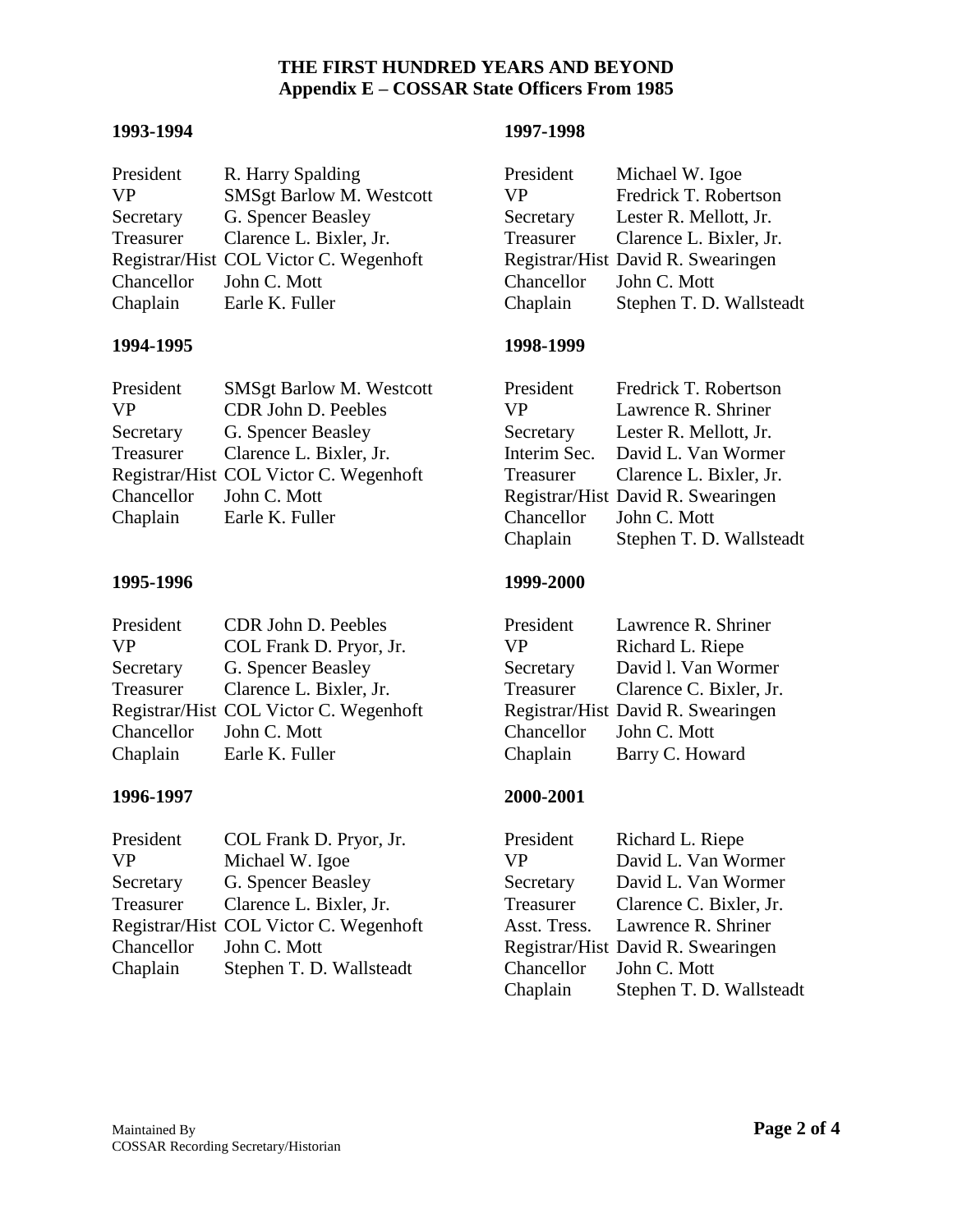**THE FIRST HUNDRED YEARS AND BEYOND**
**Appendix E – COSSAR State Officers From 1985**

**1993-1994**

| | |
|---|---|
| President | R. Harry Spalding |
| VP | SMSgt Barlow M. Westcott |
| Secretary | G. Spencer Beasley |
| Treasurer | Clarence L. Bixler, Jr. |
| Registrar/Hist | COL Victor C. Wegenhoft |
| Chancellor | John C. Mott |
| Chaplain | Earle K. Fuller |

**1994-1995**

| | |
|---|---|
| President | SMSgt Barlow M. Westcott |
| VP | CDR John D. Peebles |
| Secretary | G. Spencer Beasley |
| Treasurer | Clarence L. Bixler, Jr. |
| Registrar/Hist | COL Victor C. Wegenhoft |
| Chancellor | John C. Mott |
| Chaplain | Earle K. Fuller |

**1995-1996**

| | |
|---|---|
| President | CDR John D. Peebles |
| VP | COL Frank D. Pryor, Jr. |
| Secretary | G. Spencer Beasley |
| Treasurer | Clarence L. Bixler, Jr. |
| Registrar/Hist | COL Victor C. Wegenhoft |
| Chancellor | John C. Mott |
| Chaplain | Earle K. Fuller |

**1996-1997**

| | |
|---|---|
| President | COL Frank D. Pryor, Jr. |
| VP | Michael W. Igoe |
| Secretary | G. Spencer Beasley |
| Treasurer | Clarence L. Bixler, Jr. |
| Registrar/Hist | COL Victor C. Wegenhoft |
| Chancellor | John C. Mott |
| Chaplain | Stephen T. D. Wallsteadt |

**1997-1998**

| | |
|---|---|
| President | Michael W. Igoe |
| VP | Fredrick T. Robertson |
| Secretary | Lester R. Mellott, Jr. |
| Treasurer | Clarence L. Bixler, Jr. |
| Registrar/Hist | David R. Swearingen |
| Chancellor | John C. Mott |
| Chaplain | Stephen T. D. Wallsteadt |

**1998-1999**

| | |
|---|---|
| President | Fredrick T. Robertson |
| VP | Lawrence R. Shriner |
| Secretary | Lester R. Mellott, Jr. |
| Interim Sec. | David L. Van Wormer |
| Treasurer | Clarence L. Bixler, Jr. |
| Registrar/Hist | David R. Swearingen |
| Chancellor | John C. Mott |
| Chaplain | Stephen T. D. Wallsteadt |

**1999-2000**

| | |
|---|---|
| President | Lawrence R. Shriner |
| VP | Richard L. Riepe |
| Secretary | David l. Van Wormer |
| Treasurer | Clarence C. Bixler, Jr. |
| Registrar/Hist | David R. Swearingen |
| Chancellor | John C. Mott |
| Chaplain | Barry C. Howard |

**2000-2001**

| | |
|---|---|
| President | Richard L. Riepe |
| VP | David L. Van Wormer |
| Secretary | David L. Van Wormer |
| Treasurer | Clarence C. Bixler, Jr. |
| Asst. Tress. | Lawrence R. Shriner |
| Registrar/Hist | David R. Swearingen |
| Chancellor | John C. Mott |
| Chaplain | Stephen T. D. Wallsteadt |

Maintained By
COSSAR Recording Secretary/Historian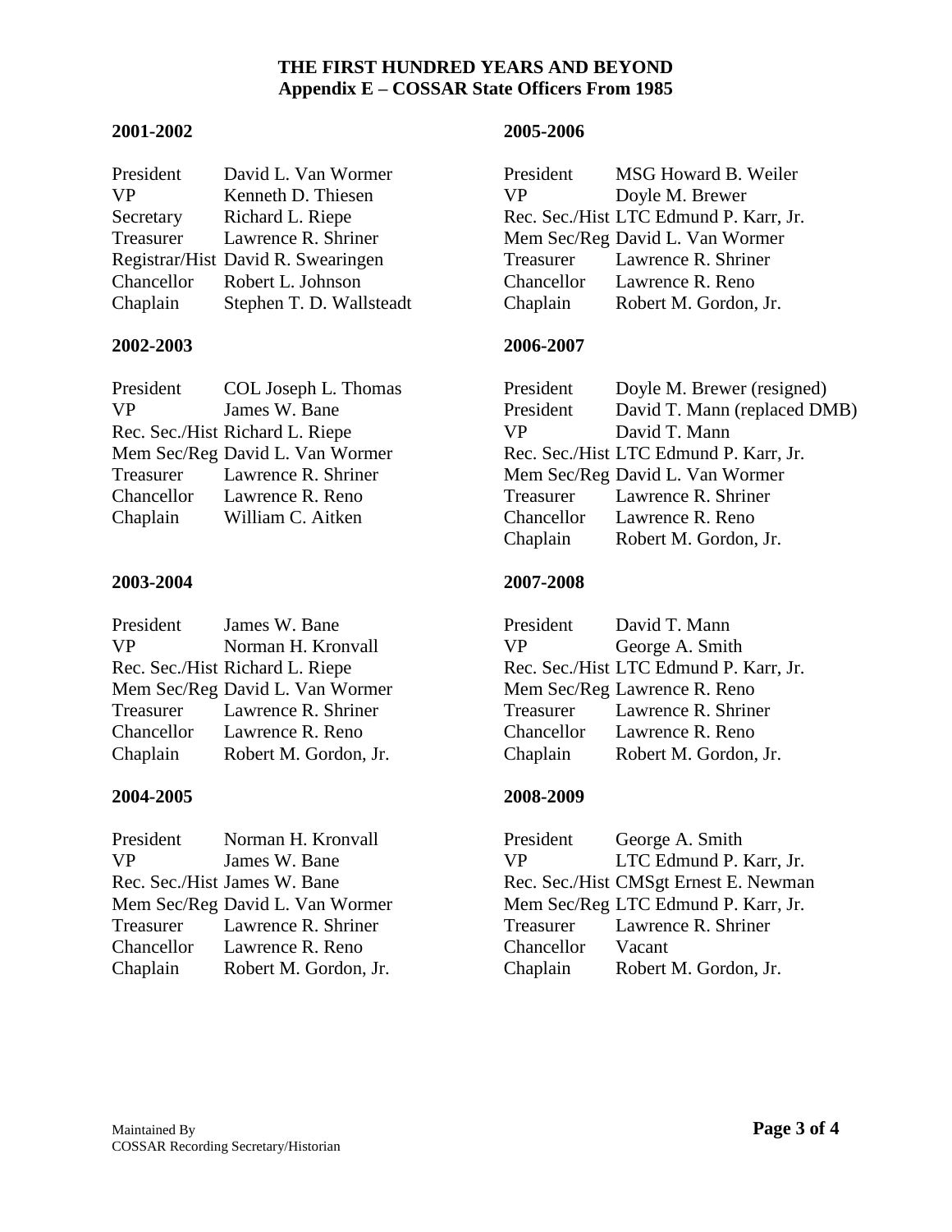**THE FIRST HUNDRED YEARS AND BEYOND**
**Appendix E – COSSAR State Officers From 1985**

**2001-2002**

| | |
|---|---|
| President | David L. Van Wormer |
| VP | Kenneth D. Thiesen |
| Secretary | Richard L. Riepe |
| Treasurer | Lawrence R. Shriner |
| Registrar/Hist | David R. Swearingen |
| Chancellor | Robert L. Johnson |
| Chaplain | Stephen T. D. Wallsteadt |

**2002-2003**

| | |
|---|---|
| President | COL Joseph L. Thomas |
| VP | James W. Bane |
| Rec. Sec./Hist | Richard L. Riepe |
| Mem Sec/Reg | David L. Van Wormer |
| Treasurer | Lawrence R. Shriner |
| Chancellor | Lawrence R. Reno |
| Chaplain | William C. Aitken |

**2003-2004**

| | |
|---|---|
| President | James W. Bane |
| VP | Norman H. Kronvall |
| Rec. Sec./Hist | Richard L. Riepe |
| Mem Sec/Reg | David L. Van Wormer |
| Treasurer | Lawrence R. Shriner |
| Chancellor | Lawrence R. Reno |
| Chaplain | Robert M. Gordon, Jr. |

**2004-2005**

| | |
|---|---|
| President | Norman H. Kronvall |
| VP | James W. Bane |
| Rec. Sec./Hist | James W. Bane |
| Mem Sec/Reg | David L. Van Wormer |
| Treasurer | Lawrence R. Shriner |
| Chancellor | Lawrence R. Reno |
| Chaplain | Robert M. Gordon, Jr. |

**2005-2006**

| | |
|---|---|
| President | MSG Howard B. Weiler |
| VP | Doyle M. Brewer |
| Rec. Sec./Hist | LTC Edmund P. Karr, Jr. |
| Mem Sec/Reg | David L. Van Wormer |
| Treasurer | Lawrence R. Shriner |
| Chancellor | Lawrence R. Reno |
| Chaplain | Robert M. Gordon, Jr. |

**2006-2007**

| | |
|---|---|
| President | Doyle M. Brewer (resigned) |
| President | David T. Mann (replaced DMB) |
| VP | David T. Mann |
| Rec. Sec./Hist | LTC Edmund P. Karr, Jr. |
| Mem Sec/Reg | David L. Van Wormer |
| Treasurer | Lawrence R. Shriner |
| Chancellor | Lawrence R. Reno |
| Chaplain | Robert M. Gordon, Jr. |

**2007-2008**

| | |
|---|---|
| President | David T. Mann |
| VP | George A. Smith |
| Rec. Sec./Hist | LTC Edmund P. Karr, Jr. |
| Mem Sec/Reg | Lawrence R. Reno |
| Treasurer | Lawrence R. Shriner |
| Chancellor | Lawrence R. Reno |
| Chaplain | Robert M. Gordon, Jr. |

**2008-2009**

| | |
|---|---|
| President | George A. Smith |
| VP | LTC Edmund P. Karr, Jr. |
| Rec. Sec./Hist | CMSgt Ernest E. Newman |
| Mem Sec/Reg | LTC Edmund P. Karr, Jr. |
| Treasurer | Lawrence R. Shriner |
| Chancellor | Vacant |
| Chaplain | Robert M. Gordon, Jr. |

Maintained By
COSSAR Recording Secretary/Historian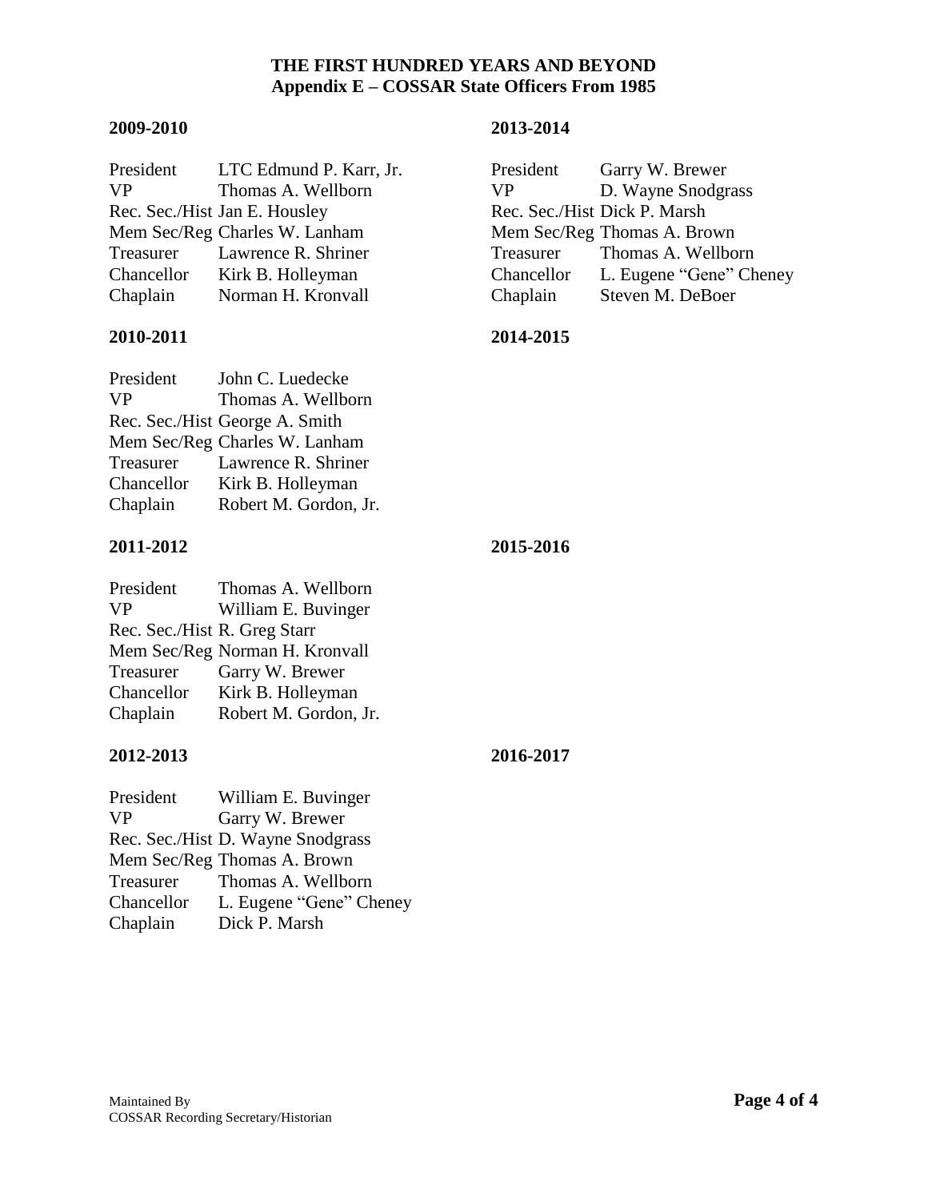**THE FIRST HUNDRED YEARS AND BEYOND**
**Appendix E – COSSAR State Officers From 1985**

**2009-2010**

President LTC Edmund P. Karr, Jr.
VP Thomas A. Wellborn
Rec. Sec./Hist Jan E. Housley
Mem Sec/Reg Charles W. Lanham
Treasurer Lawrence R. Shriner
Chancellor Kirk B. Holleyman
Chaplain Norman H. Kronvall

**2010-2011**

President John C. Luedecke
VP Thomas A. Wellborn
Rec. Sec./Hist George A. Smith
Mem Sec/Reg Charles W. Lanham
Treasurer Lawrence R. Shriner
Chancellor Kirk B. Holleyman
Chaplain Robert M. Gordon, Jr.

**2011-2012**

President Thomas A. Wellborn
VP William E. Buvinger
Rec. Sec./Hist R. Greg Starr
Mem Sec/Reg Norman H. Kronvall
Treasurer Garry W. Brewer
Chancellor Kirk B. Holleyman
Chaplain Robert M. Gordon, Jr.

**2012-2013**

President William E. Buvinger
VP Garry W. Brewer
Rec. Sec./Hist D. Wayne Snodgrass
Mem Sec/Reg Thomas A. Brown
Treasurer Thomas A. Wellborn
Chancellor L. Eugene "Gene" Cheney
Chaplain Dick P. Marsh

**2013-2014**

President Garry W. Brewer
VP D. Wayne Snodgrass
Rec. Sec./Hist Dick P. Marsh
Mem Sec/Reg Thomas A. Brown
Treasurer Thomas A. Wellborn
Chancellor L. Eugene "Gene" Cheney
Chaplain Steven M. DeBoer

**2014-2015**

**2015-2016**

**2016-2017**

Maintained By
COSSAR Recording Secretary/Historian